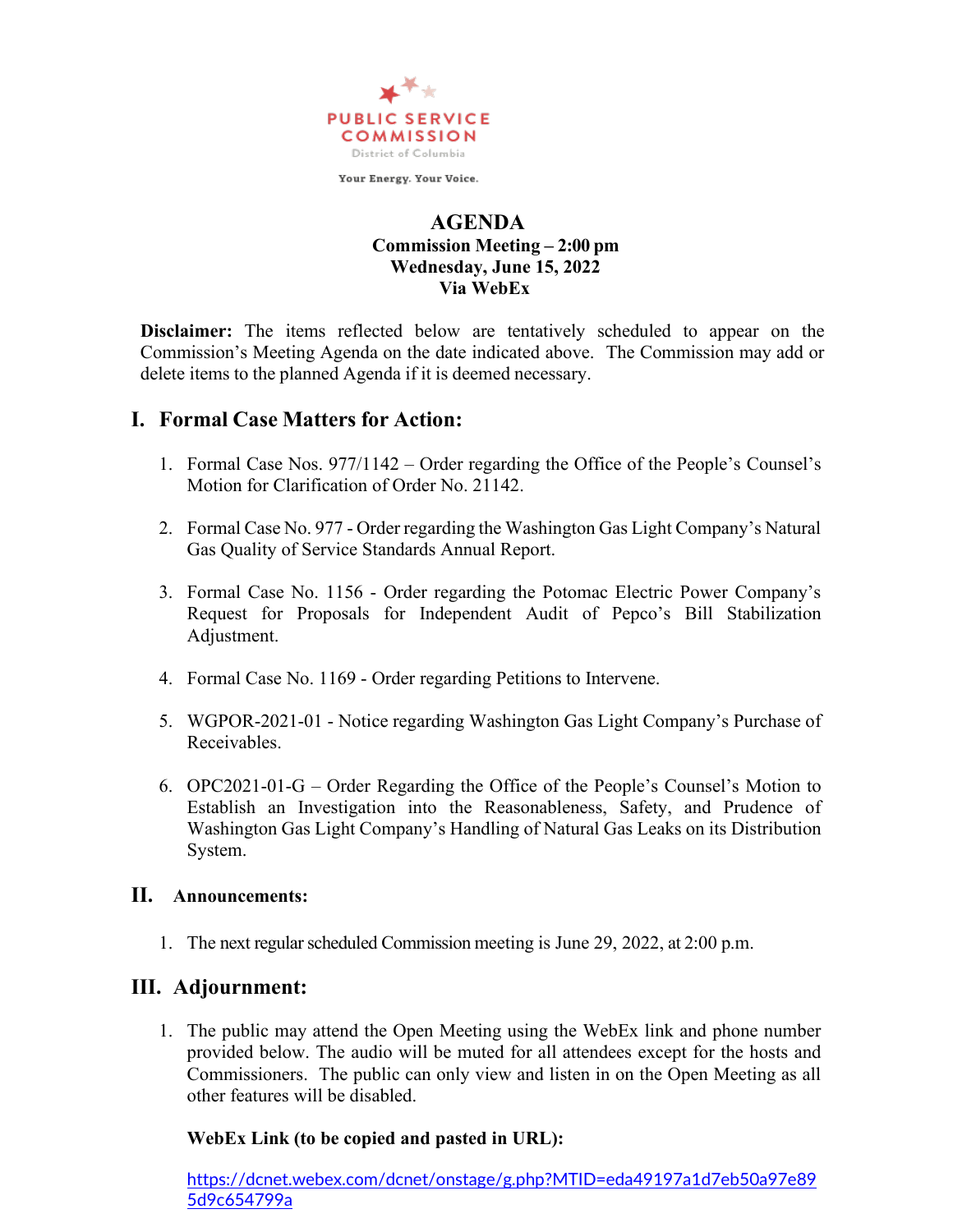PUBLIC SERVICE COMMISSION

District of Columbia

Your Energy. Your Voice.

# AGENDA

**Commission Meeting – 2:00 pm**
**Wednesday, June 15, 2022**
**Via WebEx**

**Disclaimer:** The items reflected below are tentatively scheduled to appear on the Commission's Meeting Agenda on the date indicated above. The Commission may add or delete items to the planned Agenda if it is deemed necessary.

## I. Formal Case Matters for Action:

1. Formal Case Nos. 977/1142 – Order regarding the Office of the People's Counsel's Motion for Clarification of Order No. 21142.

2. Formal Case No. 977 - Order regarding the Washington Gas Light Company's Natural Gas Quality of Service Standards Annual Report.

3. Formal Case No. 1156 - Order regarding the Potomac Electric Power Company's Request for Proposals for Independent Audit of Pepco's Bill Stabilization Adjustment.

4. Formal Case No. 1169 - Order regarding Petitions to Intervene.

5. WGPOR-2021-01 - Notice regarding Washington Gas Light Company's Purchase of Receivables.

6. OPC2021-01-G – Order Regarding the Office of the People's Counsel's Motion to Establish an Investigation into the Reasonableness, Safety, and Prudence of Washington Gas Light Company's Handling of Natural Gas Leaks on its Distribution System.

## II. Announcements:

1. The next regular scheduled Commission meeting is June 29, 2022, at 2:00 p.m.

## III. Adjournment:

1. The public may attend the Open Meeting using the WebEx link and phone number provided below. The audio will be muted for all attendees except for the hosts and Commissioners. The public can only view and listen in on the Open Meeting as all other features will be disabled.

   **WebEx Link (to be copied and pasted in URL):**

   https://dcnet.webex.com/dcnet/onstage/g.php?MTID=eda49197a1d7eb50a97e895d9c654799a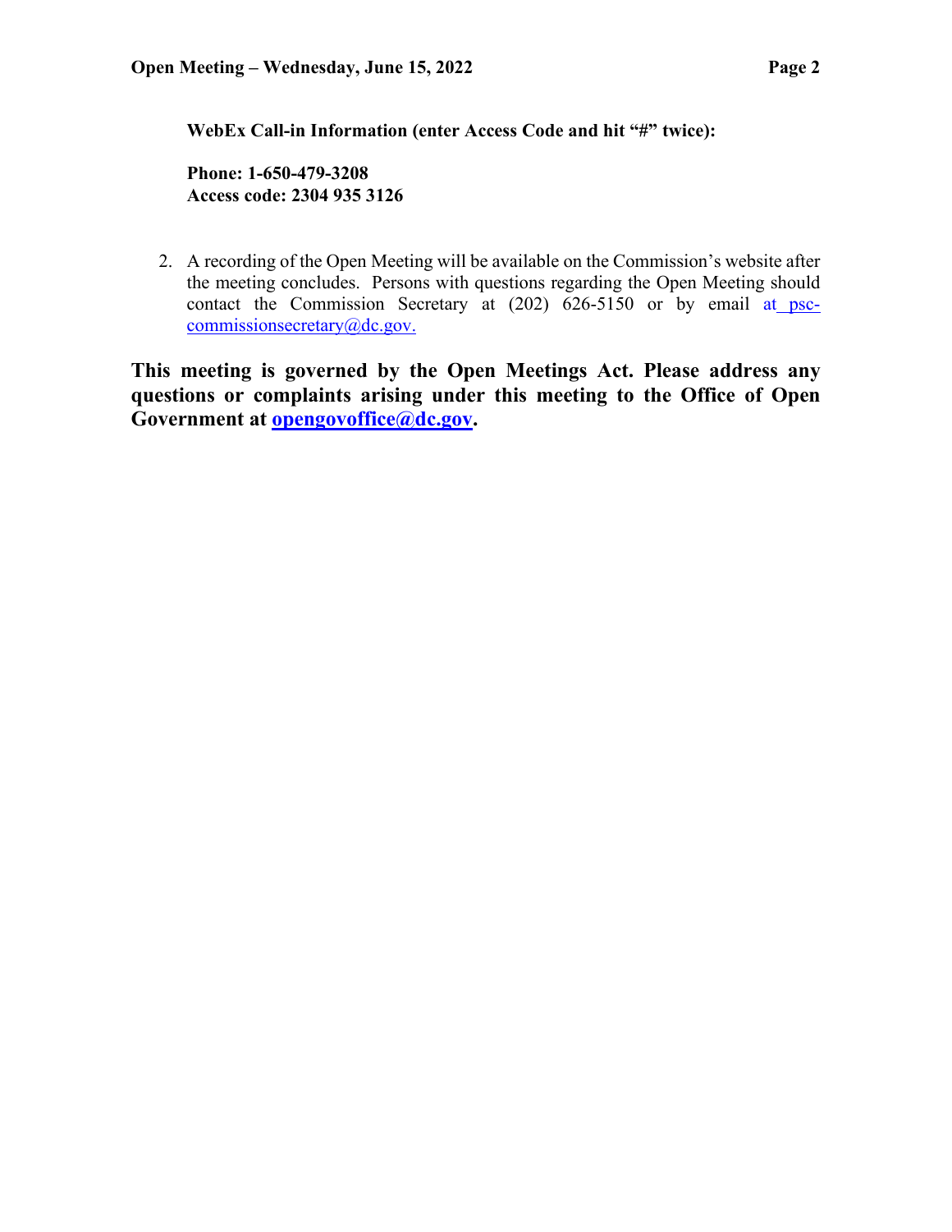**WebEx Call-in Information (enter Access Code and hit "#" twice):**

**Phone: 1-650-479-3208**
**Access code: 2304 935 3126**

2. A recording of the Open Meeting will be available on the Commission's website after the meeting concludes. Persons with questions regarding the Open Meeting should contact the Commission Secretary at (202) 626-5150 or by email at psc-commissionsecretary@dc.gov.

**This meeting is governed by the Open Meetings Act. Please address any questions or complaints arising under this meeting to the Office of Open Government at opengovoffice@dc.gov.**